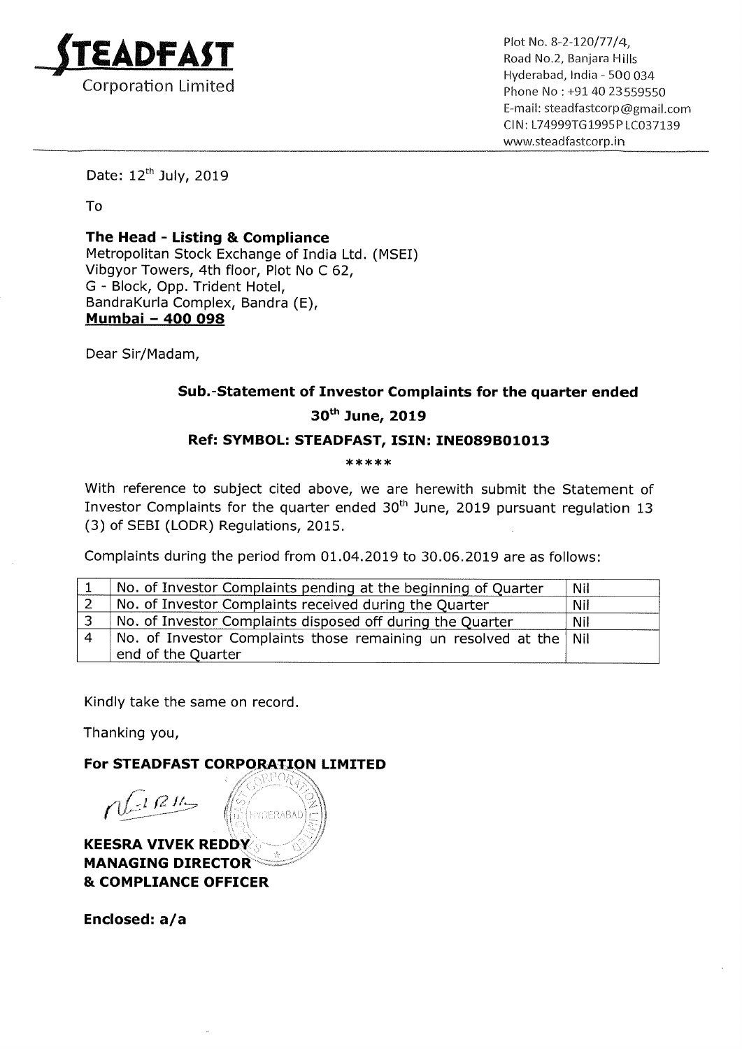**STEADFAST**
Corporation Limited

Plot No. 8-2-120/77/4,
Road No.2, Banjara Hills
Hyderabad, India - 500 034
Phone No : +91 40 23559550
E-mail: steadfastcorp@gmail.com
CIN: L74999TG1995PLC037139
www.steadfastcorp.in

Date: 12th July, 2019

To

**The Head - Listing & Compliance**
Metropolitan Stock Exchange of India Ltd. (MSEI)
Vibgyor Towers, 4th floor, Plot No C 62,
G - Block, Opp. Trident Hotel,
BandraKurla Complex, Bandra (E),
**Mumbai – 400 098**

Dear Sir/Madam,

**Sub.-Statement of Investor Complaints for the quarter ended 30th June, 2019**

**Ref: SYMBOL: STEADFAST, ISIN: INE089B01013**

*****

With reference to subject cited above, we are herewith submit the Statement of Investor Complaints for the quarter ended 30th June, 2019 pursuant regulation 13 (3) of SEBI (LODR) Regulations, 2015.

Complaints during the period from 01.04.2019 to 30.06.2019 are as follows:

| | | |
|---|---|---|
| 1 | No. of Investor Complaints pending at the beginning of Quarter | Nil |
| 2 | No. of Investor Complaints received during the Quarter | Nil |
| 3 | No. of Investor Complaints disposed off during the Quarter | Nil |
| 4 | No. of Investor Complaints those remaining un resolved at the end of the Quarter | Nil |

Kindly take the same on record.

Thanking you,

**For STEADFAST CORPORATION LIMITED**

**KEESRA VIVEK REDDY**
**MANAGING DIRECTOR**
**& COMPLIANCE OFFICER**

**Enclosed: a/a**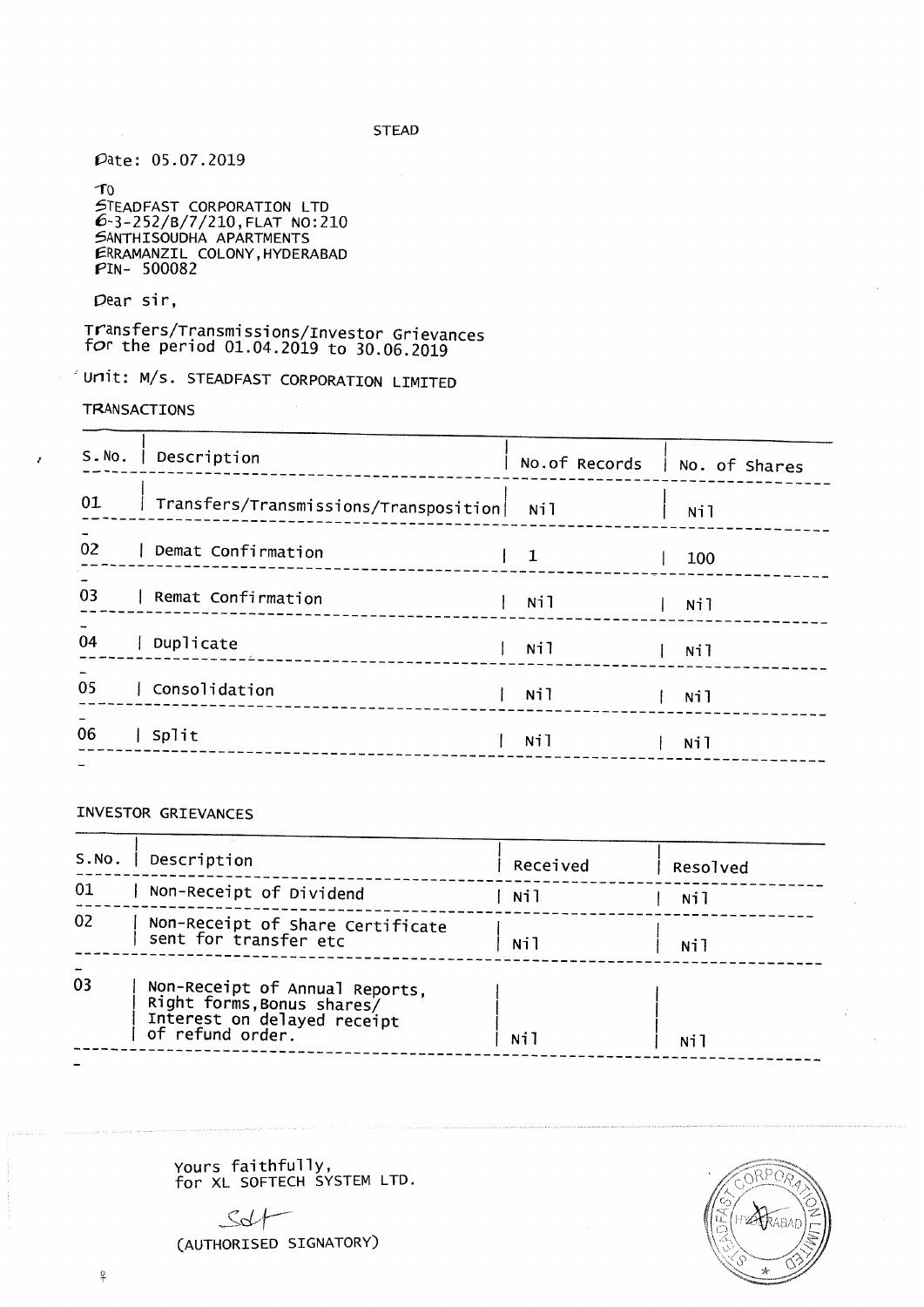STEAD

Date: 05.07.2019

To
STEADFAST CORPORATION LTD
6-3-252/B/7/210,FLAT NO:210
SANTHISOUDHA APARTMENTS
ERRAMANZIL COLONY,HYDERABAD
PIN- 500082

Dear sir,

Transfers/Transmissions/Investor Grievances
for the period 01.04.2019 to 30.06.2019

Unit: M/s. STEADFAST CORPORATION LIMITED

TRANSACTIONS

| S.No. | Description | No.of Records | No. of Shares |
|---|---|---|---|
| 01 | Transfers/Transmissions/Transposition | Nil | Nil |
| 02 | Demat Confirmation | 1 | 100 |
| 03 | Remat Confirmation | Nil | Nil |
| 04 | Duplicate | Nil | Nil |
| 05 | Consolidation | Nil | Nil |
| 06 | Split | Nil | Nil |

INVESTOR GRIEVANCES

| S.No. | Description | Received | Resolved |
|---|---|---|---|
| 01 | Non-Receipt of Dividend | Nil | Nil |
| 02 | Non-Receipt of Share Certificate sent for transfer etc | Nil | Nil |
| 03 | Non-Receipt of Annual Reports, Right forms,Bonus shares/ Interest on delayed receipt of refund order. | Nil | Nil |

Yours faithfully,
for XL SOFTECH SYSTEM LTD.

Sd/-

(AUTHORISED SIGNATORY)

STEADFAST CORPORATION LIMITED HYDERABAD